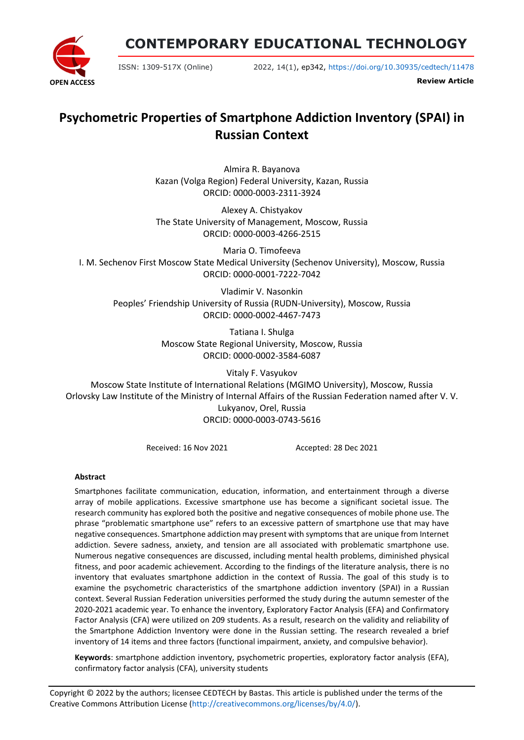# CONTEMPORARY EDUCATIONAL TECHNOLOGY

ISSN: 1309-517X (Online) 2022, 14(1), ep342, https://doi.org/10.30935/cedtech/11478

**Review Article**

# Psychometric Properties of Smartphone Addiction Inventory (SPAI) in Russian Context

Almira R. Bayanova
Kazan (Volga Region) Federal University, Kazan, Russia
ORCID: 0000-0003-2311-3924

Alexey A. Chistyakov
The State University of Management, Moscow, Russia
ORCID: 0000-0003-4266-2515

Maria O. Timofeeva
I. M. Sechenov First Moscow State Medical University (Sechenov University), Moscow, Russia
ORCID: 0000-0001-7222-7042

Vladimir V. Nasonkin
Peoples' Friendship University of Russia (RUDN-University), Moscow, Russia
ORCID: 0000-0002-4467-7473

Tatiana I. Shulga
Moscow State Regional University, Moscow, Russia
ORCID: 0000-0002-3584-6087

Vitaly F. Vasyukov
Moscow State Institute of International Relations (MGIMO University), Moscow, Russia
Orlovsky Law Institute of the Ministry of Internal Affairs of the Russian Federation named after V. V. Lukyanov, Orel, Russia
ORCID: 0000-0003-0743-5616

Received: 16 Nov 2021 Accepted: 28 Dec 2021

**Abstract**

Smartphones facilitate communication, education, information, and entertainment through a diverse array of mobile applications. Excessive smartphone use has become a significant societal issue. The research community has explored both the positive and negative consequences of mobile phone use. The phrase "problematic smartphone use" refers to an excessive pattern of smartphone use that may have negative consequences. Smartphone addiction may present with symptoms that are unique from Internet addiction. Severe sadness, anxiety, and tension are all associated with problematic smartphone use. Numerous negative consequences are discussed, including mental health problems, diminished physical fitness, and poor academic achievement. According to the findings of the literature analysis, there is no inventory that evaluates smartphone addiction in the context of Russia. The goal of this study is to examine the psychometric characteristics of the smartphone addiction inventory (SPAI) in a Russian context. Several Russian Federation universities performed the study during the autumn semester of the 2020-2021 academic year. To enhance the inventory, Exploratory Factor Analysis (EFA) and Confirmatory Factor Analysis (CFA) were utilized on 209 students. As a result, research on the validity and reliability of the Smartphone Addiction Inventory were done in the Russian setting. The research revealed a brief inventory of 14 items and three factors (functional impairment, anxiety, and compulsive behavior).

**Keywords**: smartphone addiction inventory, psychometric properties, exploratory factor analysis (EFA), confirmatory factor analysis (CFA), university students

Copyright © 2022 by the authors; licensee CEDTECH by Bastas. This article is published under the terms of the Creative Commons Attribution License (http://creativecommons.org/licenses/by/4.0/).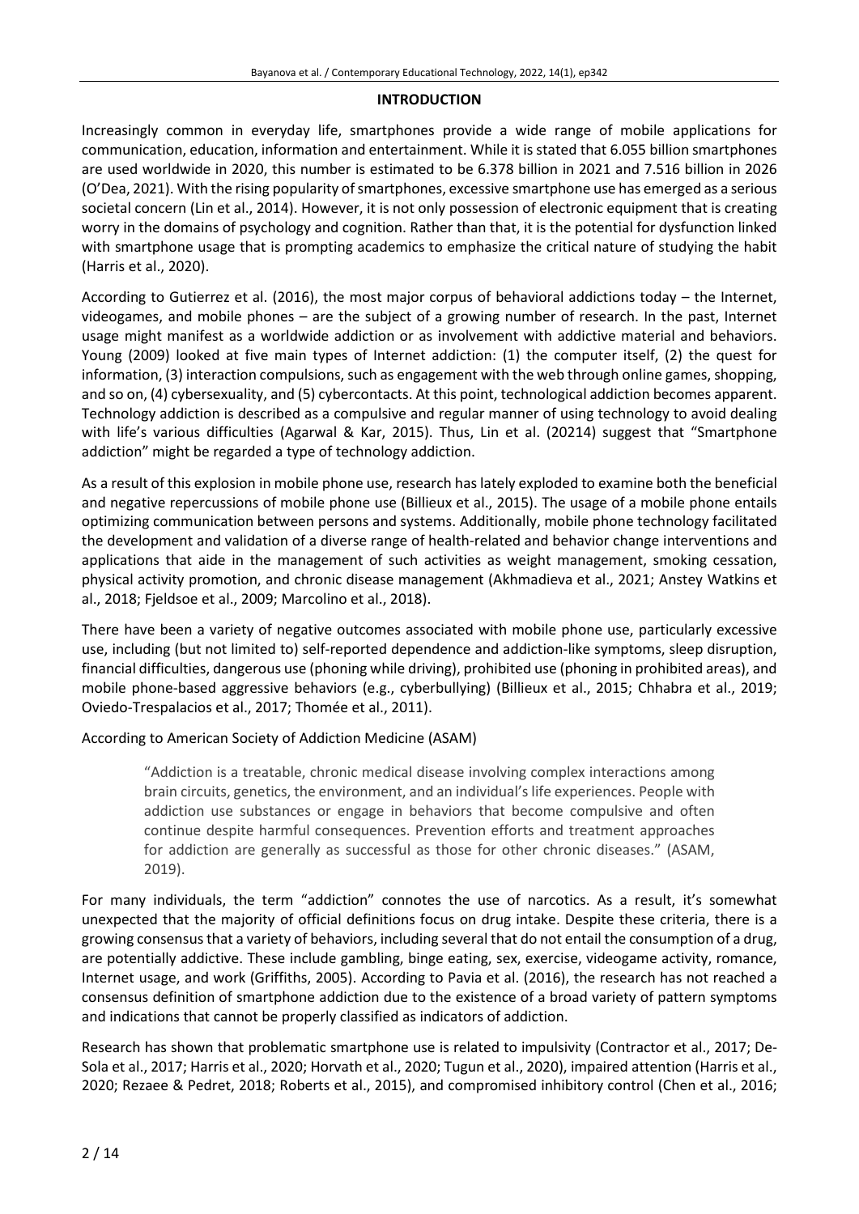## INTRODUCTION

Increasingly common in everyday life, smartphones provide a wide range of mobile applications for communication, education, information and entertainment. While it is stated that 6.055 billion smartphones are used worldwide in 2020, this number is estimated to be 6.378 billion in 2021 and 7.516 billion in 2026 (O'Dea, 2021). With the rising popularity of smartphones, excessive smartphone use has emerged as a serious societal concern (Lin et al., 2014). However, it is not only possession of electronic equipment that is creating worry in the domains of psychology and cognition. Rather than that, it is the potential for dysfunction linked with smartphone usage that is prompting academics to emphasize the critical nature of studying the habit (Harris et al., 2020).

According to Gutierrez et al. (2016), the most major corpus of behavioral addictions today – the Internet, videogames, and mobile phones – are the subject of a growing number of research. In the past, Internet usage might manifest as a worldwide addiction or as involvement with addictive material and behaviors. Young (2009) looked at five main types of Internet addiction: (1) the computer itself, (2) the quest for information, (3) interaction compulsions, such as engagement with the web through online games, shopping, and so on, (4) cybersexuality, and (5) cybercontacts. At this point, technological addiction becomes apparent. Technology addiction is described as a compulsive and regular manner of using technology to avoid dealing with life's various difficulties (Agarwal & Kar, 2015). Thus, Lin et al. (20214) suggest that "Smartphone addiction" might be regarded a type of technology addiction.

As a result of this explosion in mobile phone use, research has lately exploded to examine both the beneficial and negative repercussions of mobile phone use (Billieux et al., 2015). The usage of a mobile phone entails optimizing communication between persons and systems. Additionally, mobile phone technology facilitated the development and validation of a diverse range of health-related and behavior change interventions and applications that aide in the management of such activities as weight management, smoking cessation, physical activity promotion, and chronic disease management (Akhmadieva et al., 2021; Anstey Watkins et al., 2018; Fjeldsoe et al., 2009; Marcolino et al., 2018).

There have been a variety of negative outcomes associated with mobile phone use, particularly excessive use, including (but not limited to) self-reported dependence and addiction-like symptoms, sleep disruption, financial difficulties, dangerous use (phoning while driving), prohibited use (phoning in prohibited areas), and mobile phone-based aggressive behaviors (e.g., cyberbullying) (Billieux et al., 2015; Chhabra et al., 2019; Oviedo-Trespalacios et al., 2017; Thomée et al., 2011).

According to American Society of Addiction Medicine (ASAM)

> "Addiction is a treatable, chronic medical disease involving complex interactions among brain circuits, genetics, the environment, and an individual's life experiences. People with addiction use substances or engage in behaviors that become compulsive and often continue despite harmful consequences. Prevention efforts and treatment approaches for addiction are generally as successful as those for other chronic diseases." (ASAM, 2019).

For many individuals, the term "addiction" connotes the use of narcotics. As a result, it's somewhat unexpected that the majority of official definitions focus on drug intake. Despite these criteria, there is a growing consensus that a variety of behaviors, including several that do not entail the consumption of a drug, are potentially addictive. These include gambling, binge eating, sex, exercise, videogame activity, romance, Internet usage, and work (Griffiths, 2005). According to Pavia et al. (2016), the research has not reached a consensus definition of smartphone addiction due to the existence of a broad variety of pattern symptoms and indications that cannot be properly classified as indicators of addiction.

Research has shown that problematic smartphone use is related to impulsivity (Contractor et al., 2017; De-Sola et al., 2017; Harris et al., 2020; Horvath et al., 2020; Tugun et al., 2020), impaired attention (Harris et al., 2020; Rezaee & Pedret, 2018; Roberts et al., 2015), and compromised inhibitory control (Chen et al., 2016;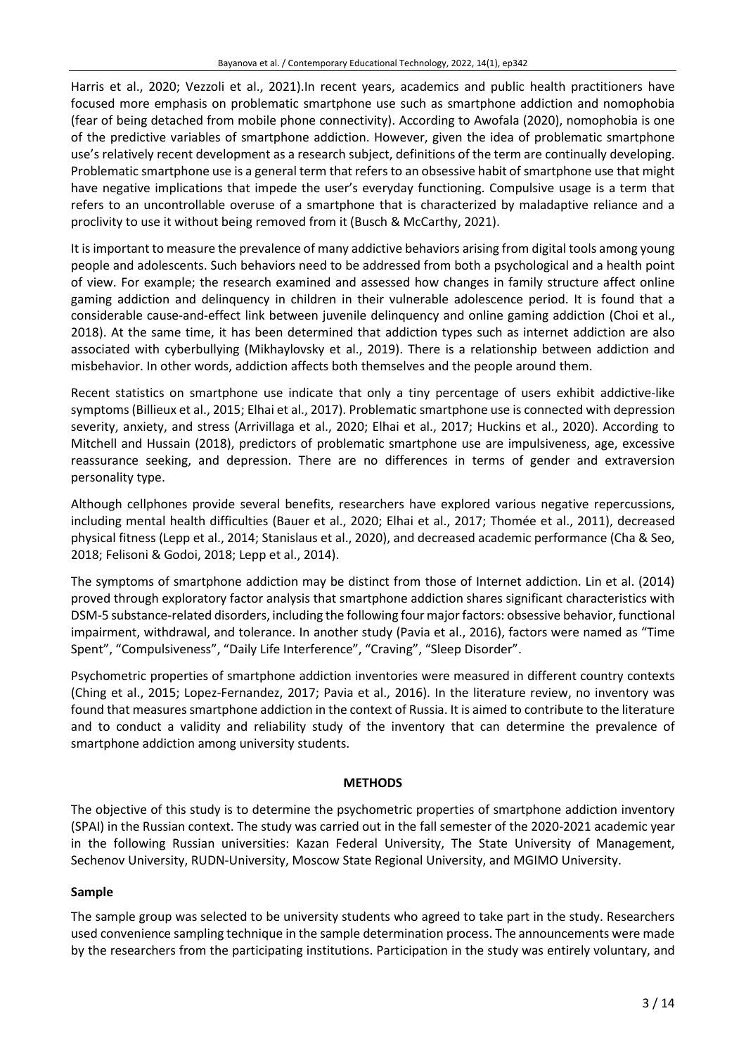Harris et al., 2020; Vezzoli et al., 2021).In recent years, academics and public health practitioners have focused more emphasis on problematic smartphone use such as smartphone addiction and nomophobia (fear of being detached from mobile phone connectivity). According to Awofala (2020), nomophobia is one of the predictive variables of smartphone addiction. However, given the idea of problematic smartphone use's relatively recent development as a research subject, definitions of the term are continually developing. Problematic smartphone use is a general term that refers to an obsessive habit of smartphone use that might have negative implications that impede the user's everyday functioning. Compulsive usage is a term that refers to an uncontrollable overuse of a smartphone that is characterized by maladaptive reliance and a proclivity to use it without being removed from it (Busch & McCarthy, 2021).

It is important to measure the prevalence of many addictive behaviors arising from digital tools among young people and adolescents. Such behaviors need to be addressed from both a psychological and a health point of view. For example; the research examined and assessed how changes in family structure affect online gaming addiction and delinquency in children in their vulnerable adolescence period. It is found that a considerable cause-and-effect link between juvenile delinquency and online gaming addiction (Choi et al., 2018). At the same time, it has been determined that addiction types such as internet addiction are also associated with cyberbullying (Mikhaylovsky et al., 2019). There is a relationship between addiction and misbehavior. In other words, addiction affects both themselves and the people around them.

Recent statistics on smartphone use indicate that only a tiny percentage of users exhibit addictive-like symptoms (Billieux et al., 2015; Elhai et al., 2017). Problematic smartphone use is connected with depression severity, anxiety, and stress (Arrivillaga et al., 2020; Elhai et al., 2017; Huckins et al., 2020). According to Mitchell and Hussain (2018), predictors of problematic smartphone use are impulsiveness, age, excessive reassurance seeking, and depression. There are no differences in terms of gender and extraversion personality type.

Although cellphones provide several benefits, researchers have explored various negative repercussions, including mental health difficulties (Bauer et al., 2020; Elhai et al., 2017; Thomée et al., 2011), decreased physical fitness (Lepp et al., 2014; Stanislaus et al., 2020), and decreased academic performance (Cha & Seo, 2018; Felisoni & Godoi, 2018; Lepp et al., 2014).

The symptoms of smartphone addiction may be distinct from those of Internet addiction. Lin et al. (2014) proved through exploratory factor analysis that smartphone addiction shares significant characteristics with DSM-5 substance-related disorders, including the following four major factors: obsessive behavior, functional impairment, withdrawal, and tolerance. In another study (Pavia et al., 2016), factors were named as "Time Spent", "Compulsiveness", "Daily Life Interference", "Craving", "Sleep Disorder".

Psychometric properties of smartphone addiction inventories were measured in different country contexts (Ching et al., 2015; Lopez-Fernandez, 2017; Pavia et al., 2016). In the literature review, no inventory was found that measures smartphone addiction in the context of Russia. It is aimed to contribute to the literature and to conduct a validity and reliability study of the inventory that can determine the prevalence of smartphone addiction among university students.

## METHODS

The objective of this study is to determine the psychometric properties of smartphone addiction inventory (SPAI) in the Russian context. The study was carried out in the fall semester of the 2020-2021 academic year in the following Russian universities: Kazan Federal University, The State University of Management, Sechenov University, RUDN-University, Moscow State Regional University, and MGIMO University.

### Sample

The sample group was selected to be university students who agreed to take part in the study. Researchers used convenience sampling technique in the sample determination process. The announcements were made by the researchers from the participating institutions. Participation in the study was entirely voluntary, and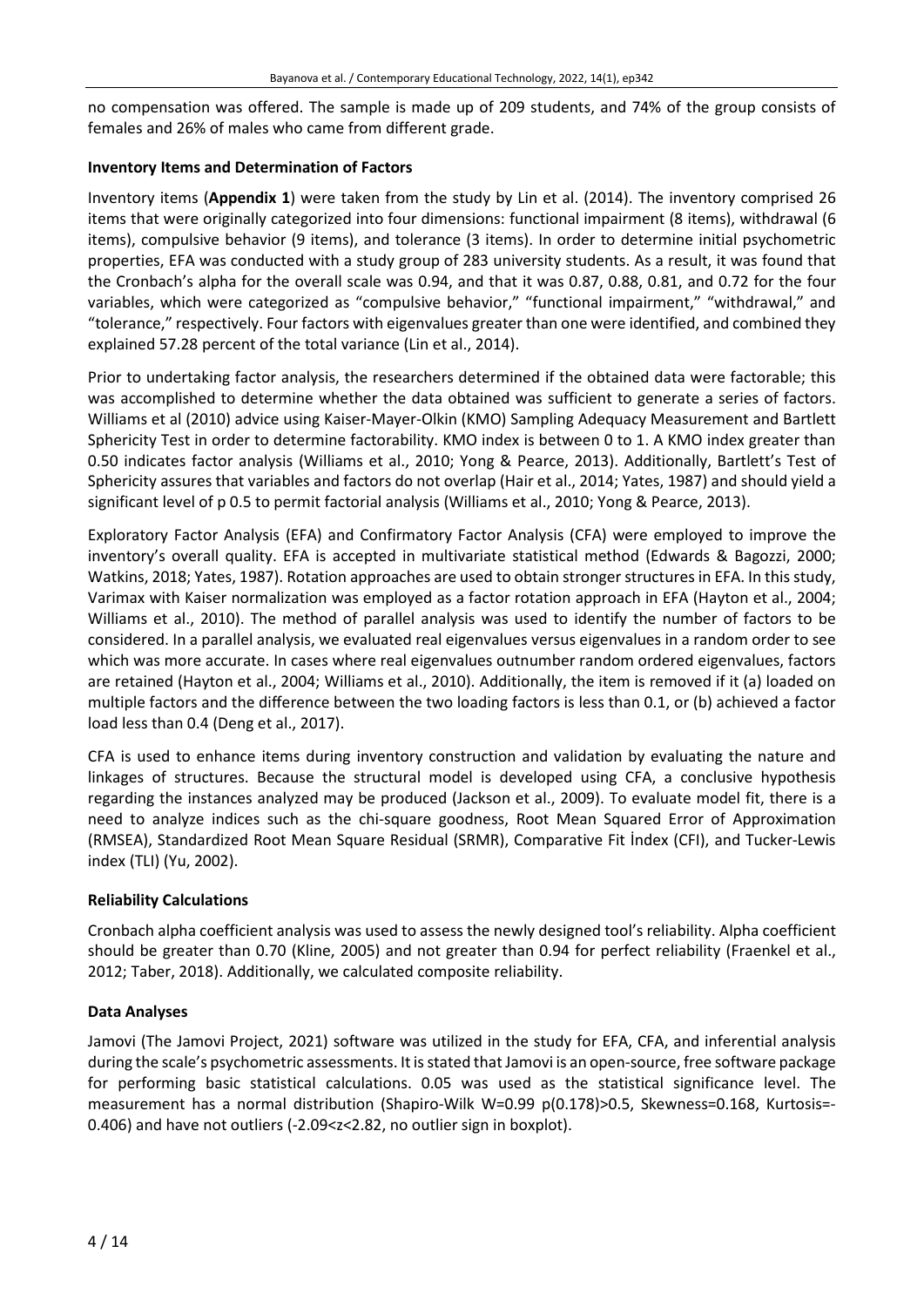no compensation was offered. The sample is made up of 209 students, and 74% of the group consists of females and 26% of males who came from different grade.

### Inventory Items and Determination of Factors

Inventory items (**Appendix 1**) were taken from the study by Lin et al. (2014). The inventory comprised 26 items that were originally categorized into four dimensions: functional impairment (8 items), withdrawal (6 items), compulsive behavior (9 items), and tolerance (3 items). In order to determine initial psychometric properties, EFA was conducted with a study group of 283 university students. As a result, it was found that the Cronbach's alpha for the overall scale was 0.94, and that it was 0.87, 0.88, 0.81, and 0.72 for the four variables, which were categorized as "compulsive behavior," "functional impairment," "withdrawal," and "tolerance," respectively. Four factors with eigenvalues greater than one were identified, and combined they explained 57.28 percent of the total variance (Lin et al., 2014).

Prior to undertaking factor analysis, the researchers determined if the obtained data were factorable; this was accomplished to determine whether the data obtained was sufficient to generate a series of factors. Williams et al (2010) advice using Kaiser-Mayer-Olkin (KMO) Sampling Adequacy Measurement and Bartlett Sphericity Test in order to determine factorability. KMO index is between 0 to 1. A KMO index greater than 0.50 indicates factor analysis (Williams et al., 2010; Yong & Pearce, 2013). Additionally, Bartlett's Test of Sphericity assures that variables and factors do not overlap (Hair et al., 2014; Yates, 1987) and should yield a significant level of p 0.5 to permit factorial analysis (Williams et al., 2010; Yong & Pearce, 2013).

Exploratory Factor Analysis (EFA) and Confirmatory Factor Analysis (CFA) were employed to improve the inventory's overall quality. EFA is accepted in multivariate statistical method (Edwards & Bagozzi, 2000; Watkins, 2018; Yates, 1987). Rotation approaches are used to obtain stronger structures in EFA. In this study, Varimax with Kaiser normalization was employed as a factor rotation approach in EFA (Hayton et al., 2004; Williams et al., 2010). The method of parallel analysis was used to identify the number of factors to be considered. In a parallel analysis, we evaluated real eigenvalues versus eigenvalues in a random order to see which was more accurate. In cases where real eigenvalues outnumber random ordered eigenvalues, factors are retained (Hayton et al., 2004; Williams et al., 2010). Additionally, the item is removed if it (a) loaded on multiple factors and the difference between the two loading factors is less than 0.1, or (b) achieved a factor load less than 0.4 (Deng et al., 2017).

CFA is used to enhance items during inventory construction and validation by evaluating the nature and linkages of structures. Because the structural model is developed using CFA, a conclusive hypothesis regarding the instances analyzed may be produced (Jackson et al., 2009). To evaluate model fit, there is a need to analyze indices such as the chi-square goodness, Root Mean Squared Error of Approximation (RMSEA), Standardized Root Mean Square Residual (SRMR), Comparative Fit İndex (CFI), and Tucker-Lewis index (TLI) (Yu, 2002).

### Reliability Calculations

Cronbach alpha coefficient analysis was used to assess the newly designed tool's reliability. Alpha coefficient should be greater than 0.70 (Kline, 2005) and not greater than 0.94 for perfect reliability (Fraenkel et al., 2012; Taber, 2018). Additionally, we calculated composite reliability.

### Data Analyses

Jamovi (The Jamovi Project, 2021) software was utilized in the study for EFA, CFA, and inferential analysis during the scale's psychometric assessments. It is stated that Jamovi is an open-source, free software package for performing basic statistical calculations. 0.05 was used as the statistical significance level. The measurement has a normal distribution (Shapiro-Wilk W=0.99 p(0.178)>0.5, Skewness=0.168, Kurtosis=-0.406) and have not outliers ($-2.09<z<2.82$, no outlier sign in boxplot).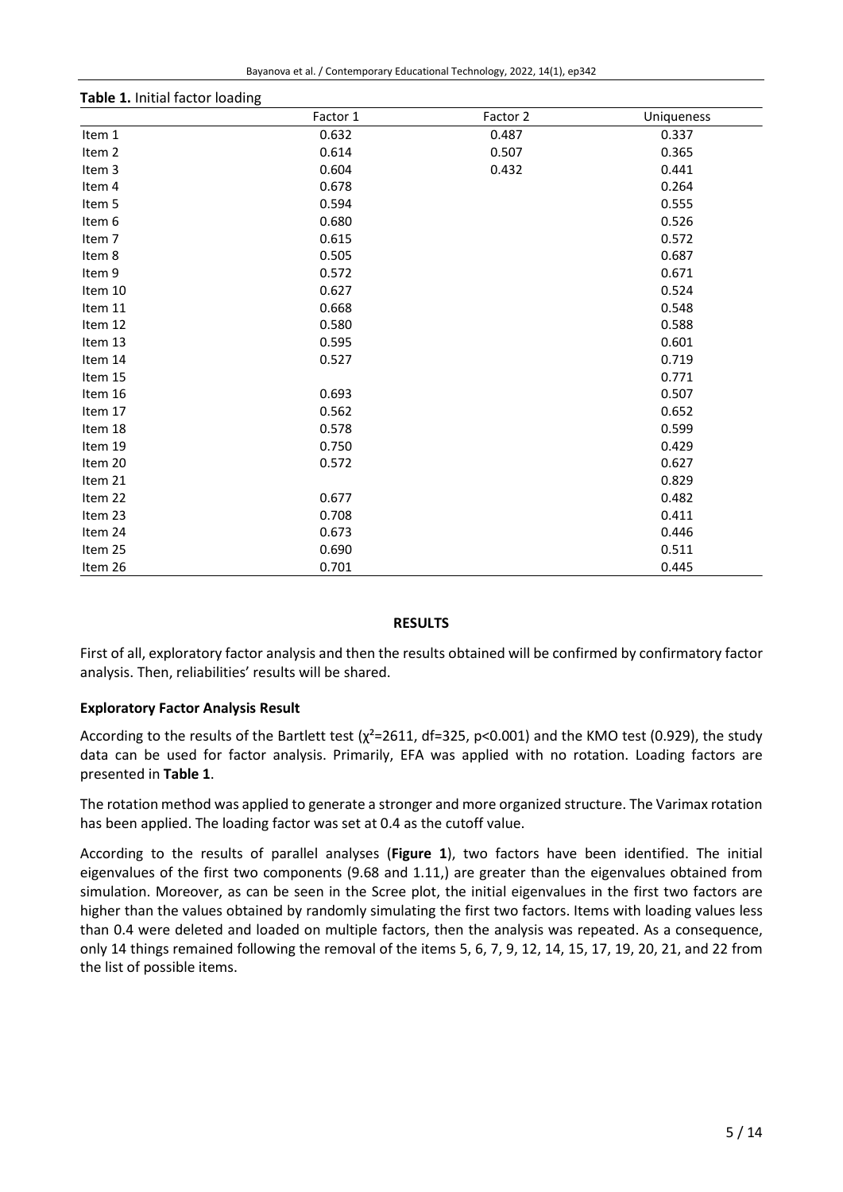**Table 1.** Initial factor loading

| | Factor 1 | Factor 2 | Uniqueness |
|---|---|---|---|
| Item 1 | 0.632 | 0.487 | 0.337 |
| Item 2 | 0.614 | 0.507 | 0.365 |
| Item 3 | 0.604 | 0.432 | 0.441 |
| Item 4 | 0.678 | | 0.264 |
| Item 5 | 0.594 | | 0.555 |
| Item 6 | 0.680 | | 0.526 |
| Item 7 | 0.615 | | 0.572 |
| Item 8 | 0.505 | | 0.687 |
| Item 9 | 0.572 | | 0.671 |
| Item 10 | 0.627 | | 0.524 |
| Item 11 | 0.668 | | 0.548 |
| Item 12 | 0.580 | | 0.588 |
| Item 13 | 0.595 | | 0.601 |
| Item 14 | 0.527 | | 0.719 |
| Item 15 | | | 0.771 |
| Item 16 | 0.693 | | 0.507 |
| Item 17 | 0.562 | | 0.652 |
| Item 18 | 0.578 | | 0.599 |
| Item 19 | 0.750 | | 0.429 |
| Item 20 | 0.572 | | 0.627 |
| Item 21 | | | 0.829 |
| Item 22 | 0.677 | | 0.482 |
| Item 23 | 0.708 | | 0.411 |
| Item 24 | 0.673 | | 0.446 |
| Item 25 | 0.690 | | 0.511 |
| Item 26 | 0.701 | | 0.445 |

## RESULTS

First of all, exploratory factor analysis and then the results obtained will be confirmed by confirmatory factor analysis. Then, reliabilities' results will be shared.

### Exploratory Factor Analysis Result

According to the results of the Bartlett test ($\chi^2$=2611, df=325, $p<0.001$) and the KMO test (0.929), the study data can be used for factor analysis. Primarily, EFA was applied with no rotation. Loading factors are presented in **Table 1**.

The rotation method was applied to generate a stronger and more organized structure. The Varimax rotation has been applied. The loading factor was set at 0.4 as the cutoff value.

According to the results of parallel analyses (**Figure 1**), two factors have been identified. The initial eigenvalues of the first two components (9.68 and 1.11,) are greater than the eigenvalues obtained from simulation. Moreover, as can be seen in the Scree plot, the initial eigenvalues in the first two factors are higher than the values obtained by randomly simulating the first two factors. Items with loading values less than 0.4 were deleted and loaded on multiple factors, then the analysis was repeated. As a consequence, only 14 things remained following the removal of the items 5, 6, 7, 9, 12, 14, 15, 17, 19, 20, 21, and 22 from the list of possible items.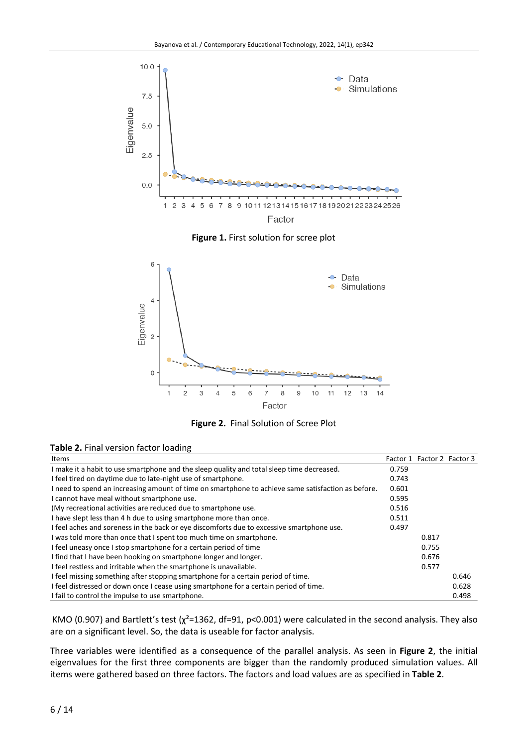**Figure 1.** First solution for scree plot

**Figure 2.** Final Solution of Scree Plot

**Table 2.** Final version factor loading

| Items | Factor 1 | Factor 2 | Factor 3 |
|---|---|---|---|
| I make it a habit to use smartphone and the sleep quality and total sleep time decreased. | 0.759 | | |
| I feel tired on daytime due to late-night use of smartphone. | 0.743 | | |
| I need to spend an increasing amount of time on smartphone to achieve same satisfaction as before. | 0.601 | | |
| I cannot have meal without smartphone use. | 0.595 | | |
| (My recreational activities are reduced due to smartphone use. | 0.516 | | |
| I have slept less than 4 h due to using smartphone more than once. | 0.511 | | |
| I feel aches and soreness in the back or eye discomforts due to excessive smartphone use. | 0.497 | | |
| I was told more than once that I spent too much time on smartphone. | | 0.817 | |
| I feel uneasy once I stop smartphone for a certain period of time | | 0.755 | |
| I find that I have been hooking on smartphone longer and longer. | | 0.676 | |
| I feel restless and irritable when the smartphone is unavailable. | | 0.577 | |
| I feel missing something after stopping smartphone for a certain period of time. | | | 0.646 |
| I feel distressed or down once I cease using smartphone for a certain period of time. | | | 0.628 |
| I fail to control the impulse to use smartphone. | | | 0.498 |

KMO (0.907) and Bartlett's test ($\chi^2$=1362, df=91, p<0.001) were calculated in the second analysis. They also are on a significant level. So, the data is useable for factor analysis.

Three variables were identified as a consequence of the parallel analysis. As seen in **Figure 2**, the initial eigenvalues for the first three components are bigger than the randomly produced simulation values. All items were gathered based on three factors. The factors and load values are as specified in **Table 2**.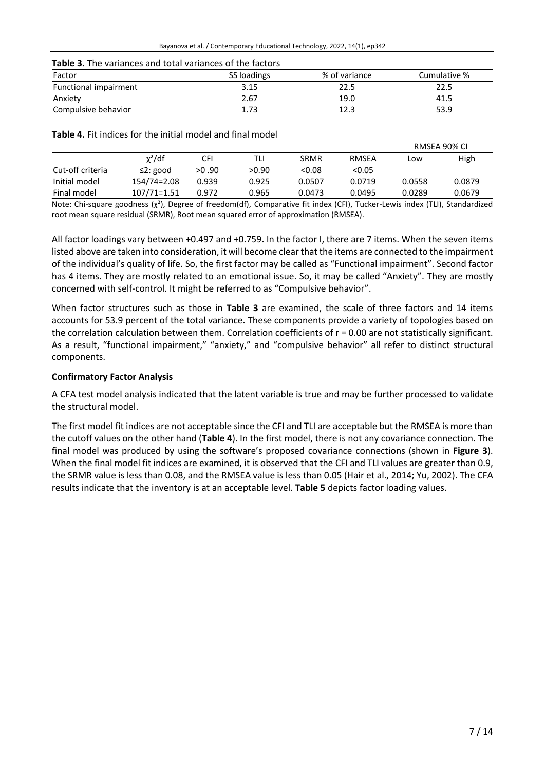**Table 3.** The variances and total variances of the factors

| Factor | SS loadings | % of variance | Cumulative % |
| --- | --- | --- | --- |
| Functional impairment | 3.15 | 22.5 | 22.5 |
| Anxiety | 2.67 | 19.0 | 41.5 |
| Compulsive behavior | 1.73 | 12.3 | 53.9 |

**Table 4.** Fit indices for the initial model and final model

| | | | | | | RMSEA 90% CI | |
| --- | --- | --- | --- | --- | --- | --- | --- |
| | $\chi^2$/df | CFI | TLI | SRMR | RMSEA | Low | High |
| Cut-off criteria | ≤2: good | >0 .90 | >0.90 | <0.08 | <0.05 | | |
| Initial model | 154/74=2.08 | 0.939 | 0.925 | 0.0507 | 0.0719 | 0.0558 | 0.0879 |
| Final model | 107/71=1.51 | 0.972 | 0.965 | 0.0473 | 0.0495 | 0.0289 | 0.0679 |

Note: Chi-square goodness ($\chi^2$), Degree of freedom(df), Comparative fit index (CFI), Tucker-Lewis index (TLI), Standardized root mean square residual (SRMR), Root mean squared error of approximation (RMSEA).

All factor loadings vary between +0.497 and +0.759. In the factor I, there are 7 items. When the seven items listed above are taken into consideration, it will become clear that the items are connected to the impairment of the individual's quality of life. So, the first factor may be called as "Functional impairment". Second factor has 4 items. They are mostly related to an emotional issue. So, it may be called "Anxiety". They are mostly concerned with self-control. It might be referred to as "Compulsive behavior".

When factor structures such as those in **Table 3** are examined, the scale of three factors and 14 items accounts for 53.9 percent of the total variance. These components provide a variety of topologies based on the correlation calculation between them. Correlation coefficients of $r = 0.00$ are not statistically significant. As a result, "functional impairment," "anxiety," and "compulsive behavior" all refer to distinct structural components.

### Confirmatory Factor Analysis

A CFA test model analysis indicated that the latent variable is true and may be further processed to validate the structural model.

The first model fit indices are not acceptable since the CFI and TLI are acceptable but the RMSEA is more than the cutoff values on the other hand (**Table 4**). In the first model, there is not any covariance connection. The final model was produced by using the software's proposed covariance connections (shown in **Figure 3**). When the final model fit indices are examined, it is observed that the CFI and TLI values are greater than 0.9, the SRMR value is less than 0.08, and the RMSEA value is less than 0.05 (Hair et al., 2014; Yu, 2002). The CFA results indicate that the inventory is at an acceptable level. **Table 5** depicts factor loading values.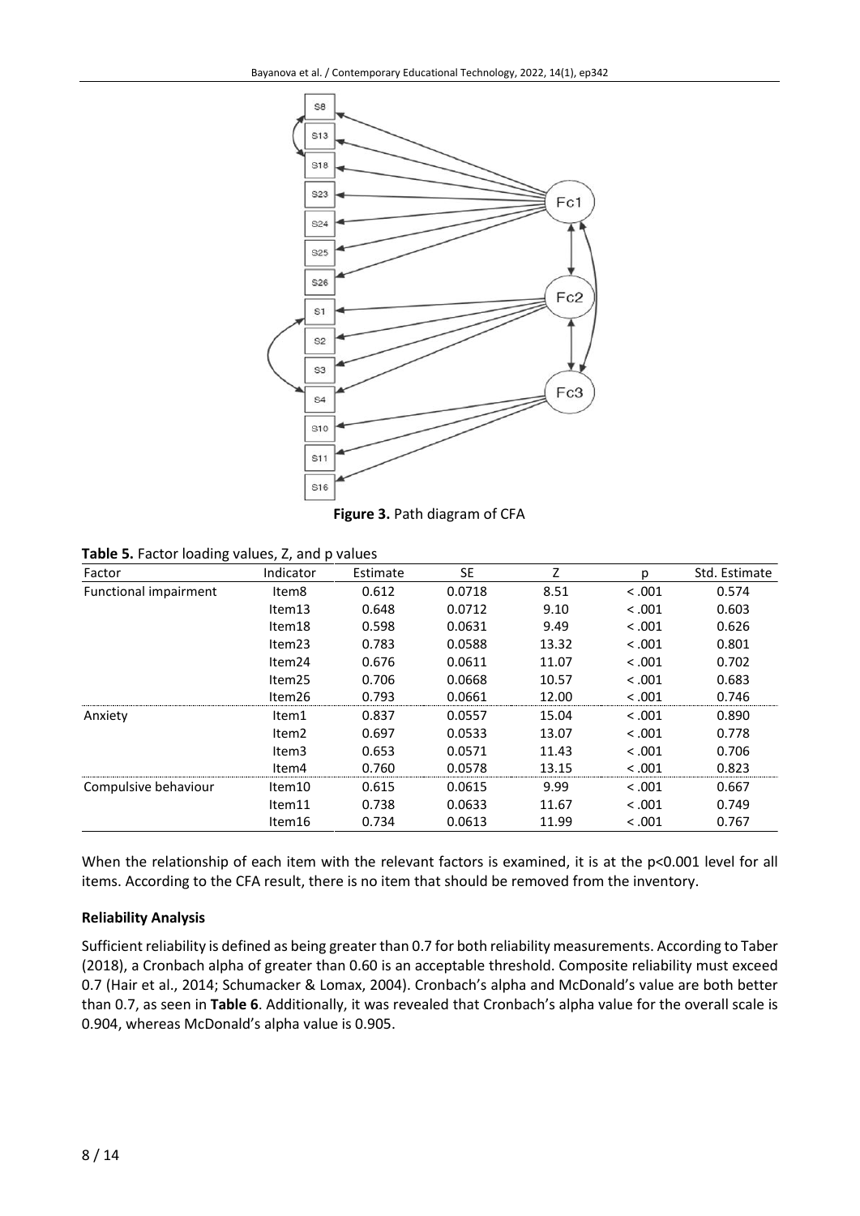**Figure 3.** Path diagram of CFA

**Table 5.** Factor loading values, Z, and p values

| Factor | Indicator | Estimate | SE | Z | p | Std. Estimate |
|---|---|---|---|---|---|---|
| Functional impairment | Item8 | 0.612 | 0.0718 | 8.51 | < .001 | 0.574 |
| | Item13 | 0.648 | 0.0712 | 9.10 | < .001 | 0.603 |
| | Item18 | 0.598 | 0.0631 | 9.49 | < .001 | 0.626 |
| | Item23 | 0.783 | 0.0588 | 13.32 | < .001 | 0.801 |
| | Item24 | 0.676 | 0.0611 | 11.07 | < .001 | 0.702 |
| | Item25 | 0.706 | 0.0668 | 10.57 | < .001 | 0.683 |
| | Item26 | 0.793 | 0.0661 | 12.00 | < .001 | 0.746 |
| Anxiety | Item1 | 0.837 | 0.0557 | 15.04 | < .001 | 0.890 |
| | Item2 | 0.697 | 0.0533 | 13.07 | < .001 | 0.778 |
| | Item3 | 0.653 | 0.0571 | 11.43 | < .001 | 0.706 |
| | Item4 | 0.760 | 0.0578 | 13.15 | < .001 | 0.823 |
| Compulsive behaviour | Item10 | 0.615 | 0.0615 | 9.99 | < .001 | 0.667 |
| | Item11 | 0.738 | 0.0633 | 11.67 | < .001 | 0.749 |
| | Item16 | 0.734 | 0.0613 | 11.99 | < .001 | 0.767 |

When the relationship of each item with the relevant factors is examined, it is at the $p<0.001$ level for all items. According to the CFA result, there is no item that should be removed from the inventory.

### Reliability Analysis

Sufficient reliability is defined as being greater than 0.7 for both reliability measurements. According to Taber (2018), a Cronbach alpha of greater than 0.60 is an acceptable threshold. Composite reliability must exceed 0.7 (Hair et al., 2014; Schumacker & Lomax, 2004). Cronbach's alpha and McDonald's value are both better than 0.7, as seen in **Table 6**. Additionally, it was revealed that Cronbach's alpha value for the overall scale is 0.904, whereas McDonald's alpha value is 0.905.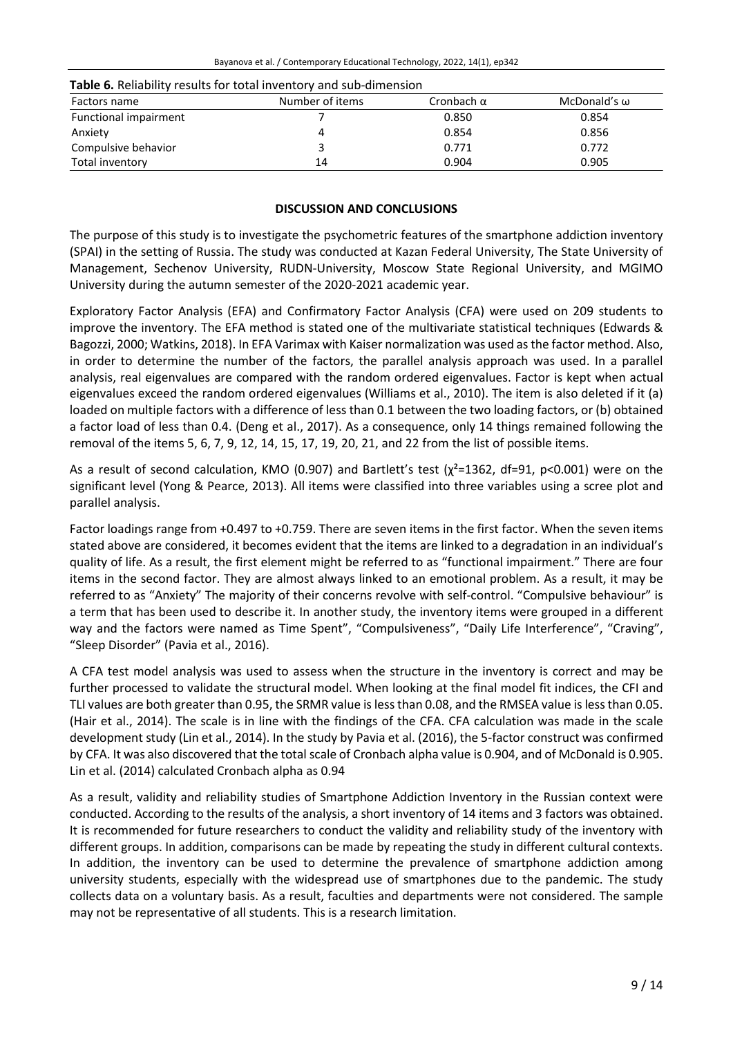**Table 6.** Reliability results for total inventory and sub-dimension

| Factors name | Number of items | Cronbach α | McDonald's ω |
|---|---|---|---|
| Functional impairment | 7 | 0.850 | 0.854 |
| Anxiety | 4 | 0.854 | 0.856 |
| Compulsive behavior | 3 | 0.771 | 0.772 |
| Total inventory | 14 | 0.904 | 0.905 |

## DISCUSSION AND CONCLUSIONS

The purpose of this study is to investigate the psychometric features of the smartphone addiction inventory (SPAI) in the setting of Russia. The study was conducted at Kazan Federal University, The State University of Management, Sechenov University, RUDN-University, Moscow State Regional University, and MGIMO University during the autumn semester of the 2020-2021 academic year.

Exploratory Factor Analysis (EFA) and Confirmatory Factor Analysis (CFA) were used on 209 students to improve the inventory. The EFA method is stated one of the multivariate statistical techniques (Edwards & Bagozzi, 2000; Watkins, 2018). In EFA Varimax with Kaiser normalization was used as the factor method. Also, in order to determine the number of the factors, the parallel analysis approach was used. In a parallel analysis, real eigenvalues are compared with the random ordered eigenvalues. Factor is kept when actual eigenvalues exceed the random ordered eigenvalues (Williams et al., 2010). The item is also deleted if it (a) loaded on multiple factors with a difference of less than 0.1 between the two loading factors, or (b) obtained a factor load of less than 0.4. (Deng et al., 2017). As a consequence, only 14 things remained following the removal of the items 5, 6, 7, 9, 12, 14, 15, 17, 19, 20, 21, and 22 from the list of possible items.

As a result of second calculation, KMO (0.907) and Bartlett's test ($\chi^2$=1362, df=91, p<0.001) were on the significant level (Yong & Pearce, 2013). All items were classified into three variables using a scree plot and parallel analysis.

Factor loadings range from +0.497 to +0.759. There are seven items in the first factor. When the seven items stated above are considered, it becomes evident that the items are linked to a degradation in an individual's quality of life. As a result, the first element might be referred to as "functional impairment." There are four items in the second factor. They are almost always linked to an emotional problem. As a result, it may be referred to as "Anxiety" The majority of their concerns revolve with self-control. "Compulsive behaviour" is a term that has been used to describe it. In another study, the inventory items were grouped in a different way and the factors were named as Time Spent", "Compulsiveness", "Daily Life Interference", "Craving", "Sleep Disorder" (Pavia et al., 2016).

A CFA test model analysis was used to assess when the structure in the inventory is correct and may be further processed to validate the structural model. When looking at the final model fit indices, the CFI and TLI values are both greater than 0.95, the SRMR value is less than 0.08, and the RMSEA value is less than 0.05. (Hair et al., 2014). The scale is in line with the findings of the CFA. CFA calculation was made in the scale development study (Lin et al., 2014). In the study by Pavia et al. (2016), the 5-factor construct was confirmed by CFA. It was also discovered that the total scale of Cronbach alpha value is 0.904, and of McDonald is 0.905. Lin et al. (2014) calculated Cronbach alpha as 0.94

As a result, validity and reliability studies of Smartphone Addiction Inventory in the Russian context were conducted. According to the results of the analysis, a short inventory of 14 items and 3 factors was obtained. It is recommended for future researchers to conduct the validity and reliability study of the inventory with different groups. In addition, comparisons can be made by repeating the study in different cultural contexts. In addition, the inventory can be used to determine the prevalence of smartphone addiction among university students, especially with the widespread use of smartphones due to the pandemic. The study collects data on a voluntary basis. As a result, faculties and departments were not considered. The sample may not be representative of all students. This is a research limitation.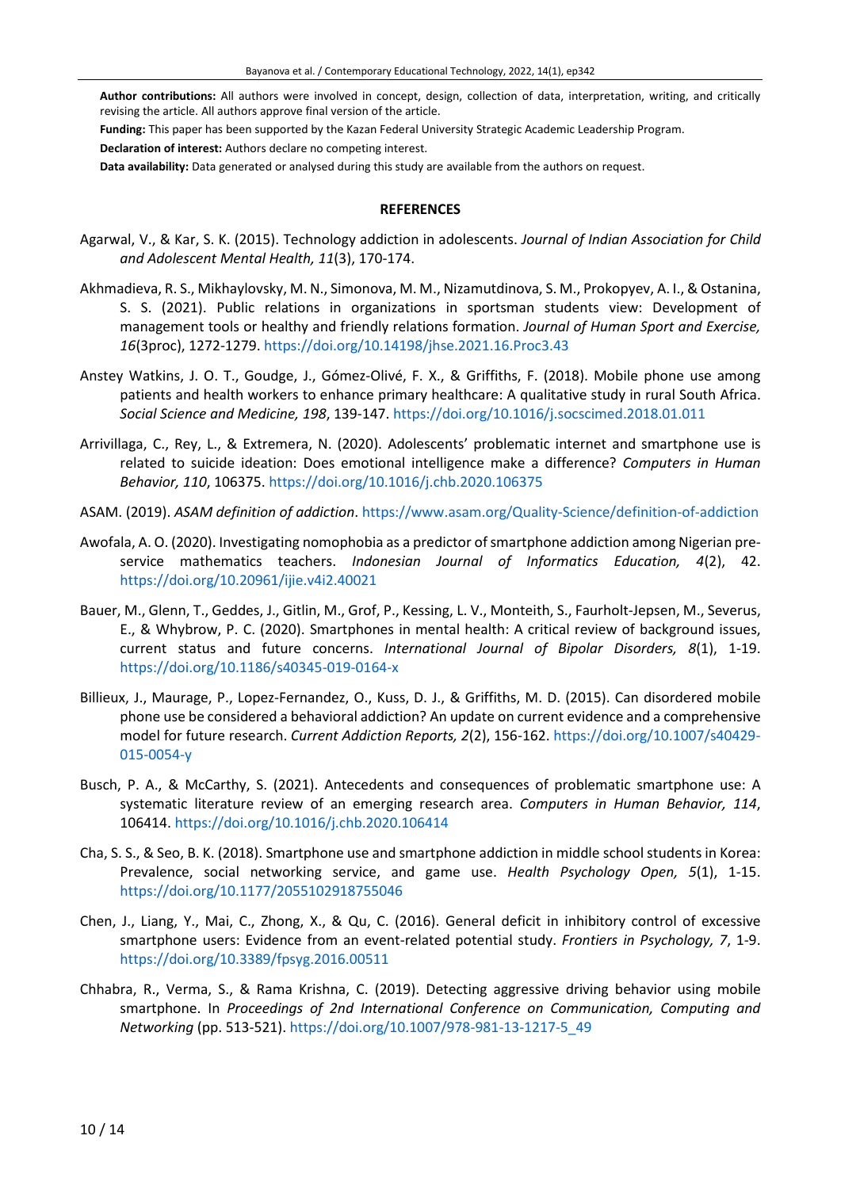**Author contributions:** All authors were involved in concept, design, collection of data, interpretation, writing, and critically revising the article. All authors approve final version of the article.

**Funding:** This paper has been supported by the Kazan Federal University Strategic Academic Leadership Program.

**Declaration of interest:** Authors declare no competing interest.

**Data availability:** Data generated or analysed during this study are available from the authors on request.

## REFERENCES

Agarwal, V., & Kar, S. K. (2015). Technology addiction in adolescents. *Journal of Indian Association for Child and Adolescent Mental Health, 11*(3), 170-174.

Akhmadieva, R. S., Mikhaylovsky, M. N., Simonova, M. M., Nizamutdinova, S. M., Prokopyev, A. I., & Ostanina, S. S. (2021). Public relations in organizations in sportsman students view: Development of management tools or healthy and friendly relations formation. *Journal of Human Sport and Exercise, 16*(3proc), 1272-1279. https://doi.org/10.14198/jhse.2021.16.Proc3.43

Anstey Watkins, J. O. T., Goudge, J., Gómez-Olivé, F. X., & Griffiths, F. (2018). Mobile phone use among patients and health workers to enhance primary healthcare: A qualitative study in rural South Africa. *Social Science and Medicine, 198*, 139-147. https://doi.org/10.1016/j.socscimed.2018.01.011

Arrivillaga, C., Rey, L., & Extremera, N. (2020). Adolescents' problematic internet and smartphone use is related to suicide ideation: Does emotional intelligence make a difference? *Computers in Human Behavior, 110*, 106375. https://doi.org/10.1016/j.chb.2020.106375

ASAM. (2019). *ASAM definition of addiction*. https://www.asam.org/Quality-Science/definition-of-addiction

Awofala, A. O. (2020). Investigating nomophobia as a predictor of smartphone addiction among Nigerian pre-service mathematics teachers. *Indonesian Journal of Informatics Education, 4*(2), 42. https://doi.org/10.20961/ijie.v4i2.40021

Bauer, M., Glenn, T., Geddes, J., Gitlin, M., Grof, P., Kessing, L. V., Monteith, S., Faurholt-Jepsen, M., Severus, E., & Whybrow, P. C. (2020). Smartphones in mental health: A critical review of background issues, current status and future concerns. *International Journal of Bipolar Disorders, 8*(1), 1-19. https://doi.org/10.1186/s40345-019-0164-x

Billieux, J., Maurage, P., Lopez-Fernandez, O., Kuss, D. J., & Griffiths, M. D. (2015). Can disordered mobile phone use be considered a behavioral addiction? An update on current evidence and a comprehensive model for future research. *Current Addiction Reports, 2*(2), 156-162. https://doi.org/10.1007/s40429-015-0054-y

Busch, P. A., & McCarthy, S. (2021). Antecedents and consequences of problematic smartphone use: A systematic literature review of an emerging research area. *Computers in Human Behavior, 114*, 106414. https://doi.org/10.1016/j.chb.2020.106414

Cha, S. S., & Seo, B. K. (2018). Smartphone use and smartphone addiction in middle school students in Korea: Prevalence, social networking service, and game use. *Health Psychology Open, 5*(1), 1-15. https://doi.org/10.1177/2055102918755046

Chen, J., Liang, Y., Mai, C., Zhong, X., & Qu, C. (2016). General deficit in inhibitory control of excessive smartphone users: Evidence from an event-related potential study. *Frontiers in Psychology, 7*, 1-9. https://doi.org/10.3389/fpsyg.2016.00511

Chhabra, R., Verma, S., & Rama Krishna, C. (2019). Detecting aggressive driving behavior using mobile smartphone. In *Proceedings of 2nd International Conference on Communication, Computing and Networking* (pp. 513-521). https://doi.org/10.1007/978-981-13-1217-5_49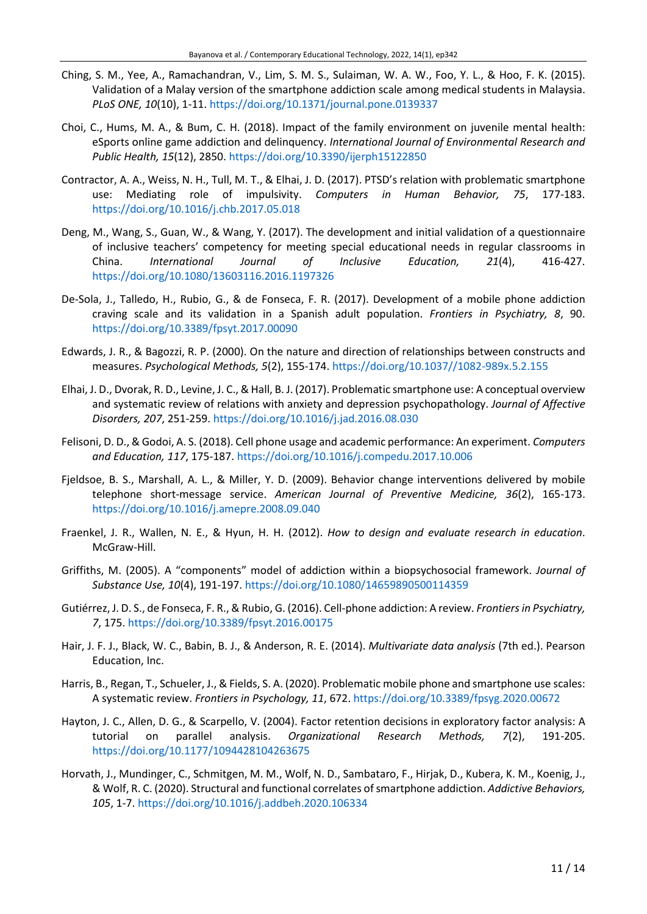Ching, S. M., Yee, A., Ramachandran, V., Lim, S. M. S., Sulaiman, W. A. W., Foo, Y. L., & Hoo, F. K. (2015). Validation of a Malay version of the smartphone addiction scale among medical students in Malaysia. *PLoS ONE, 10*(10), 1-11. https://doi.org/10.1371/journal.pone.0139337

Choi, C., Hums, M. A., & Bum, C. H. (2018). Impact of the family environment on juvenile mental health: eSports online game addiction and delinquency. *International Journal of Environmental Research and Public Health, 15*(12), 2850. https://doi.org/10.3390/ijerph15122850

Contractor, A. A., Weiss, N. H., Tull, M. T., & Elhai, J. D. (2017). PTSD's relation with problematic smartphone use: Mediating role of impulsivity. *Computers in Human Behavior, 75*, 177-183. https://doi.org/10.1016/j.chb.2017.05.018

Deng, M., Wang, S., Guan, W., & Wang, Y. (2017). The development and initial validation of a questionnaire of inclusive teachers' competency for meeting special educational needs in regular classrooms in China. *International Journal of Inclusive Education, 21*(4), 416-427. https://doi.org/10.1080/13603116.2016.1197326

De-Sola, J., Talledo, H., Rubio, G., & de Fonseca, F. R. (2017). Development of a mobile phone addiction craving scale and its validation in a Spanish adult population. *Frontiers in Psychiatry, 8*, 90. https://doi.org/10.3389/fpsyt.2017.00090

Edwards, J. R., & Bagozzi, R. P. (2000). On the nature and direction of relationships between constructs and measures. *Psychological Methods, 5*(2), 155-174. https://doi.org/10.1037//1082-989x.5.2.155

Elhai, J. D., Dvorak, R. D., Levine, J. C., & Hall, B. J. (2017). Problematic smartphone use: A conceptual overview and systematic review of relations with anxiety and depression psychopathology. *Journal of Affective Disorders, 207*, 251-259. https://doi.org/10.1016/j.jad.2016.08.030

Felisoni, D. D., & Godoi, A. S. (2018). Cell phone usage and academic performance: An experiment. *Computers and Education, 117*, 175-187. https://doi.org/10.1016/j.compedu.2017.10.006

Fjeldsoe, B. S., Marshall, A. L., & Miller, Y. D. (2009). Behavior change interventions delivered by mobile telephone short-message service. *American Journal of Preventive Medicine, 36*(2), 165-173. https://doi.org/10.1016/j.amepre.2008.09.040

Fraenkel, J. R., Wallen, N. E., & Hyun, H. H. (2012). *How to design and evaluate research in education*. McGraw-Hill.

Griffiths, M. (2005). A "components" model of addiction within a biopsychosocial framework. *Journal of Substance Use, 10*(4), 191-197. https://doi.org/10.1080/14659890500114359

Gutiérrez, J. D. S., de Fonseca, F. R., & Rubio, G. (2016). Cell-phone addiction: A review. *Frontiers in Psychiatry, 7*, 175. https://doi.org/10.3389/fpsyt.2016.00175

Hair, J. F. J., Black, W. C., Babin, B. J., & Anderson, R. E. (2014). *Multivariate data analysis* (7th ed.). Pearson Education, Inc.

Harris, B., Regan, T., Schueler, J., & Fields, S. A. (2020). Problematic mobile phone and smartphone use scales: A systematic review. *Frontiers in Psychology, 11*, 672. https://doi.org/10.3389/fpsyg.2020.00672

Hayton, J. C., Allen, D. G., & Scarpello, V. (2004). Factor retention decisions in exploratory factor analysis: A tutorial on parallel analysis. *Organizational Research Methods, 7*(2), 191-205. https://doi.org/10.1177/1094428104263675

Horvath, J., Mundinger, C., Schmitgen, M. M., Wolf, N. D., Sambataro, F., Hirjak, D., Kubera, K. M., Koenig, J., & Wolf, R. C. (2020). Structural and functional correlates of smartphone addiction. *Addictive Behaviors, 105*, 1-7. https://doi.org/10.1016/j.addbeh.2020.106334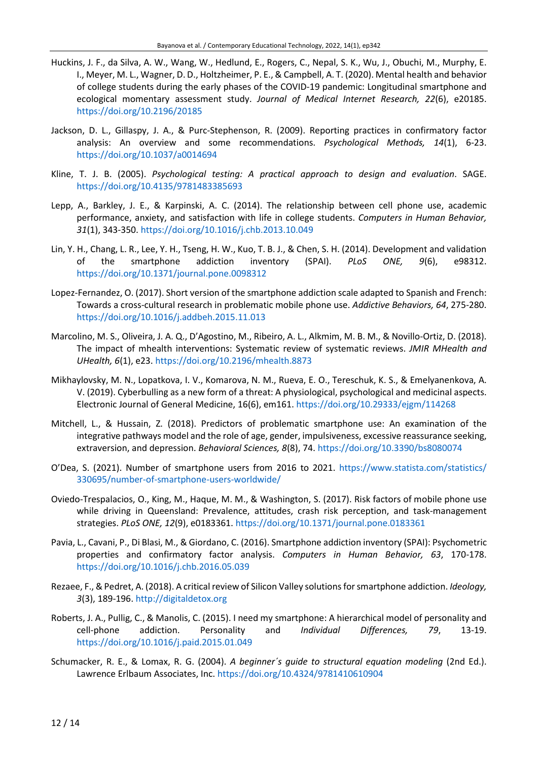Huckins, J. F., da Silva, A. W., Wang, W., Hedlund, E., Rogers, C., Nepal, S. K., Wu, J., Obuchi, M., Murphy, E. I., Meyer, M. L., Wagner, D. D., Holtzheimer, P. E., & Campbell, A. T. (2020). Mental health and behavior of college students during the early phases of the COVID-19 pandemic: Longitudinal smartphone and ecological momentary assessment study. *Journal of Medical Internet Research, 22*(6), e20185. https://doi.org/10.2196/20185

Jackson, D. L., Gillaspy, J. A., & Purc-Stephenson, R. (2009). Reporting practices in confirmatory factor analysis: An overview and some recommendations. *Psychological Methods, 14*(1), 6-23. https://doi.org/10.1037/a0014694

Kline, T. J. B. (2005). *Psychological testing: A practical approach to design and evaluation*. SAGE. https://doi.org/10.4135/9781483385693

Lepp, A., Barkley, J. E., & Karpinski, A. C. (2014). The relationship between cell phone use, academic performance, anxiety, and satisfaction with life in college students. *Computers in Human Behavior, 31*(1), 343-350. https://doi.org/10.1016/j.chb.2013.10.049

Lin, Y. H., Chang, L. R., Lee, Y. H., Tseng, H. W., Kuo, T. B. J., & Chen, S. H. (2014). Development and validation of the smartphone addiction inventory (SPAI). *PLoS ONE, 9*(6), e98312. https://doi.org/10.1371/journal.pone.0098312

Lopez-Fernandez, O. (2017). Short version of the smartphone addiction scale adapted to Spanish and French: Towards a cross-cultural research in problematic mobile phone use. *Addictive Behaviors, 64*, 275-280. https://doi.org/10.1016/j.addbeh.2015.11.013

Marcolino, M. S., Oliveira, J. A. Q., D'Agostino, M., Ribeiro, A. L., Alkmim, M. B. M., & Novillo-Ortiz, D. (2018). The impact of mhealth interventions: Systematic review of systematic reviews. *JMIR MHealth and UHealth, 6*(1), e23. https://doi.org/10.2196/mhealth.8873

Mikhaylovsky, M. N., Lopatkova, I. V., Komarova, N. M., Rueva, E. O., Tereschuk, K. S., & Emelyanenkova, A. V. (2019). Cyberbulling as a new form of a threat: A physiological, psychological and medicinal aspects. Electronic Journal of General Medicine, 16(6), em161. https://doi.org/10.29333/ejgm/114268

Mitchell, L., & Hussain, Z. (2018). Predictors of problematic smartphone use: An examination of the integrative pathways model and the role of age, gender, impulsiveness, excessive reassurance seeking, extraversion, and depression. *Behavioral Sciences, 8*(8), 74. https://doi.org/10.3390/bs8080074

O'Dea, S. (2021). Number of smartphone users from 2016 to 2021. https://www.statista.com/statistics/330695/number-of-smartphone-users-worldwide/

Oviedo-Trespalacios, O., King, M., Haque, M. M., & Washington, S. (2017). Risk factors of mobile phone use while driving in Queensland: Prevalence, attitudes, crash risk perception, and task-management strategies. *PLoS ONE, 12*(9), e0183361. https://doi.org/10.1371/journal.pone.0183361

Pavia, L., Cavani, P., Di Blasi, M., & Giordano, C. (2016). Smartphone addiction inventory (SPAI): Psychometric properties and confirmatory factor analysis. *Computers in Human Behavior, 63*, 170-178. https://doi.org/10.1016/j.chb.2016.05.039

Rezaee, F., & Pedret, A. (2018). A critical review of Silicon Valley solutions for smartphone addiction. *Ideology, 3*(3), 189-196. http://digitaldetox.org

Roberts, J. A., Pullig, C., & Manolis, C. (2015). I need my smartphone: A hierarchical model of personality and cell-phone addiction. Personality and *Individual Differences, 79*, 13-19. https://doi.org/10.1016/j.paid.2015.01.049

Schumacker, R. E., & Lomax, R. G. (2004). *A beginner´s guide to structural equation modeling* (2nd Ed.). Lawrence Erlbaum Associates, Inc. https://doi.org/10.4324/9781410610904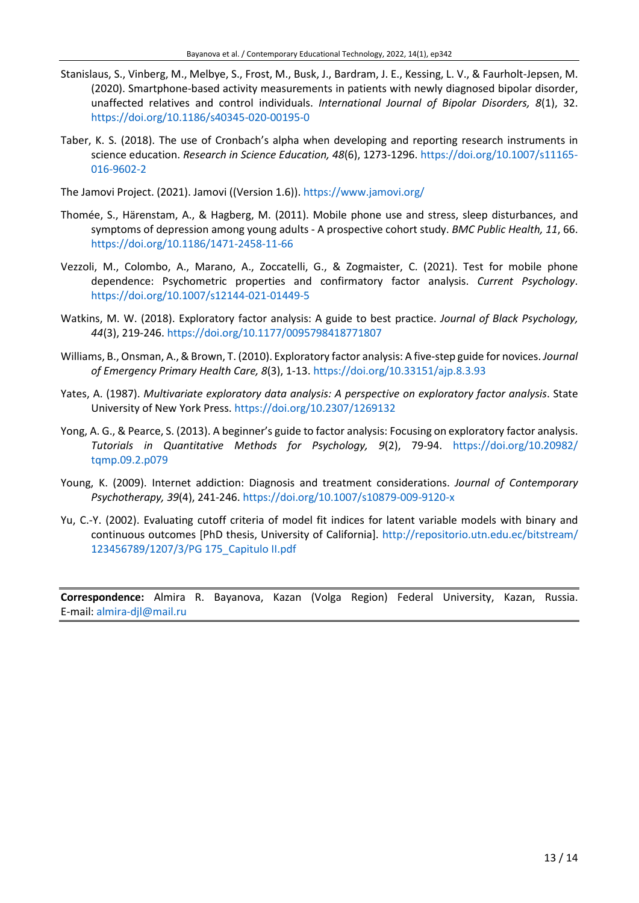Stanislaus, S., Vinberg, M., Melbye, S., Frost, M., Busk, J., Bardram, J. E., Kessing, L. V., & Faurholt-Jepsen, M. (2020). Smartphone-based activity measurements in patients with newly diagnosed bipolar disorder, unaffected relatives and control individuals. *International Journal of Bipolar Disorders, 8*(1), 32. https://doi.org/10.1186/s40345-020-00195-0

Taber, K. S. (2018). The use of Cronbach's alpha when developing and reporting research instruments in science education. *Research in Science Education, 48*(6), 1273-1296. https://doi.org/10.1007/s11165-016-9602-2

The Jamovi Project. (2021). Jamovi ((Version 1.6)). https://www.jamovi.org/

Thomée, S., Härenstam, A., & Hagberg, M. (2011). Mobile phone use and stress, sleep disturbances, and symptoms of depression among young adults - A prospective cohort study. *BMC Public Health, 11*, 66. https://doi.org/10.1186/1471-2458-11-66

Vezzoli, M., Colombo, A., Marano, A., Zoccatelli, G., & Zogmaister, C. (2021). Test for mobile phone dependence: Psychometric properties and confirmatory factor analysis. *Current Psychology*. https://doi.org/10.1007/s12144-021-01449-5

Watkins, M. W. (2018). Exploratory factor analysis: A guide to best practice. *Journal of Black Psychology, 44*(3), 219-246. https://doi.org/10.1177/0095798418771807

Williams, B., Onsman, A., & Brown, T. (2010). Exploratory factor analysis: A five-step guide for novices. *Journal of Emergency Primary Health Care, 8*(3), 1-13. https://doi.org/10.33151/ajp.8.3.93

Yates, A. (1987). *Multivariate exploratory data analysis: A perspective on exploratory factor analysis*. State University of New York Press. https://doi.org/10.2307/1269132

Yong, A. G., & Pearce, S. (2013). A beginner's guide to factor analysis: Focusing on exploratory factor analysis. *Tutorials in Quantitative Methods for Psychology, 9*(2), 79-94. https://doi.org/10.20982/tqmp.09.2.p079

Young, K. (2009). Internet addiction: Diagnosis and treatment considerations. *Journal of Contemporary Psychotherapy, 39*(4), 241-246. https://doi.org/10.1007/s10879-009-9120-x

Yu, C.-Y. (2002). Evaluating cutoff criteria of model fit indices for latent variable models with binary and continuous outcomes [PhD thesis, University of California]. http://repositorio.utn.edu.ec/bitstream/123456789/1207/3/PG 175_Capitulo II.pdf

---

**Correspondence:** Almira R. Bayanova, Kazan (Volga Region) Federal University, Kazan, Russia. E-mail: almira-djl@mail.ru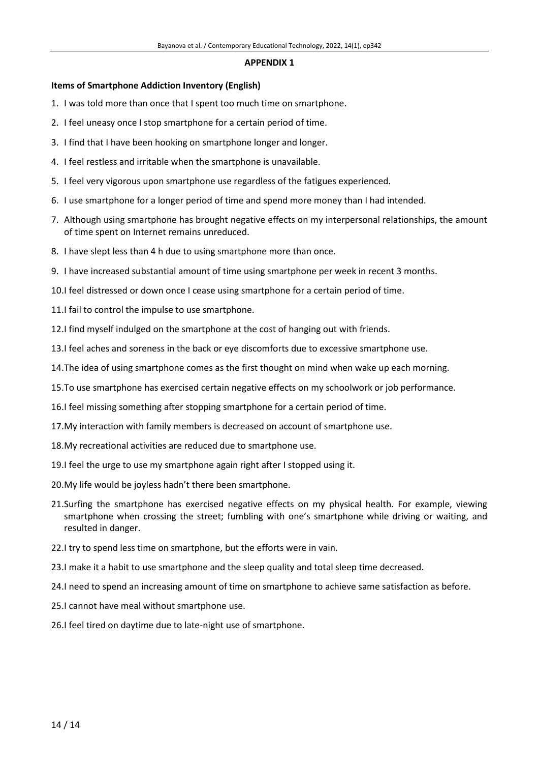## APPENDIX 1

### Items of Smartphone Addiction Inventory (English)

1. I was told more than once that I spent too much time on smartphone.
2. I feel uneasy once I stop smartphone for a certain period of time.
3. I find that I have been hooking on smartphone longer and longer.
4. I feel restless and irritable when the smartphone is unavailable.
5. I feel very vigorous upon smartphone use regardless of the fatigues experienced.
6. I use smartphone for a longer period of time and spend more money than I had intended.
7. Although using smartphone has brought negative effects on my interpersonal relationships, the amount of time spent on Internet remains unreduced.
8. I have slept less than 4 h due to using smartphone more than once.
9. I have increased substantial amount of time using smartphone per week in recent 3 months.
10. I feel distressed or down once I cease using smartphone for a certain period of time.
11. I fail to control the impulse to use smartphone.
12. I find myself indulged on the smartphone at the cost of hanging out with friends.
13. I feel aches and soreness in the back or eye discomforts due to excessive smartphone use.
14. The idea of using smartphone comes as the first thought on mind when wake up each morning.
15. To use smartphone has exercised certain negative effects on my schoolwork or job performance.
16. I feel missing something after stopping smartphone for a certain period of time.
17. My interaction with family members is decreased on account of smartphone use.
18. My recreational activities are reduced due to smartphone use.
19. I feel the urge to use my smartphone again right after I stopped using it.
20. My life would be joyless hadn't there been smartphone.
21. Surfing the smartphone has exercised negative effects on my physical health. For example, viewing smartphone when crossing the street; fumbling with one's smartphone while driving or waiting, and resulted in danger.
22. I try to spend less time on smartphone, but the efforts were in vain.
23. I make it a habit to use smartphone and the sleep quality and total sleep time decreased.
24. I need to spend an increasing amount of time on smartphone to achieve same satisfaction as before.
25. I cannot have meal without smartphone use.
26. I feel tired on daytime due to late-night use of smartphone.